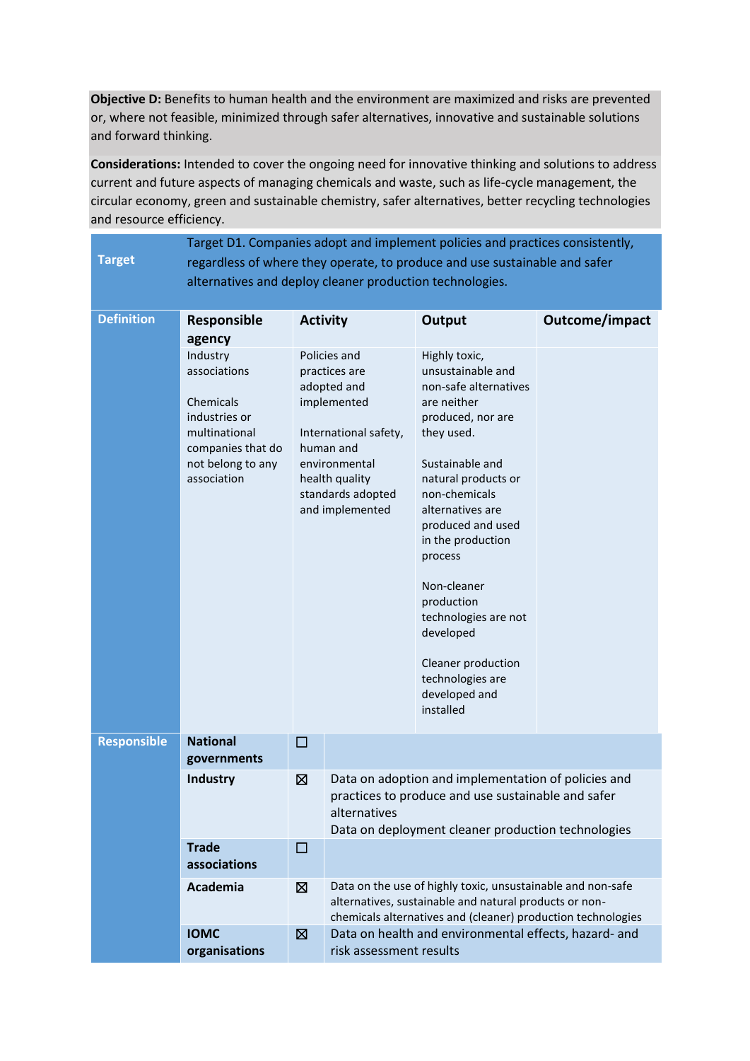**Objective D:** Benefits to human health and the environment are maximized and risks are prevented or, where not feasible, minimized through safer alternatives, innovative and sustainable solutions and forward thinking.

**Considerations:** Intended to cover the ongoing need for innovative thinking and solutions to address current and future aspects of managing chemicals and waste, such as life-cycle management, the circular economy, green and sustainable chemistry, safer alternatives, better recycling technologies and resource efficiency.

| **Target** | Target D1. Companies adopt and implement policies and practices consistently, regardless of where they operate, to produce and use sustainable and safer alternatives and deploy cleaner production technologies. | | | |
|---|---|---|---|---|
| **Definition** | **Responsible agency** | **Activity** | **Output** | **Outcome/impact** |
| | Industry associations<br><br>Chemicals industries or multinational companies that do not belong to any association | Policies and practices are adopted and implemented<br><br>International safety, human and environmental health quality standards adopted and implemented | Highly toxic, unsustainable and non-safe alternatives are neither produced, nor are they used.<br><br>Sustainable and natural products or non-chemicals alternatives are produced and used in the production process<br><br>Non-cleaner production technologies are not developed<br><br>Cleaner production technologies are developed and installed | |

| **Responsible** | | | |
|---|---|---|---|
| | **National governments** | ☐ | |
| | **Industry** | ☒ | Data on adoption and implementation of policies and practices to produce and use sustainable and safer alternatives<br>Data on deployment cleaner production technologies |
| | **Trade associations** | ☐ | |
| | **Academia** | ☒ | Data on the use of highly toxic, unsustainable and non-safe alternatives, sustainable and natural products or non-chemicals alternatives and (cleaner) production technologies |
| | **IOMC organisations** | ☒ | Data on health and environmental effects, hazard- and risk assessment results |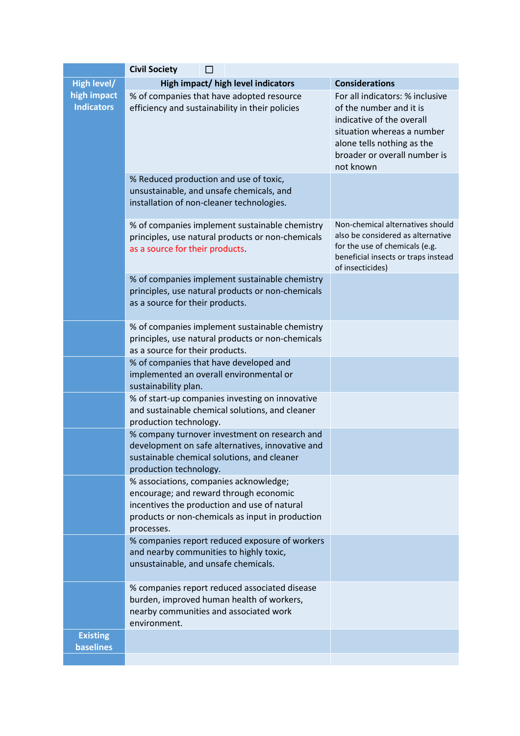| | Civil Society ☐ | |
|---|---|---|
| **High level/ high impact Indicators** | **High impact/ high level indicators** | **Considerations** |
| | % of companies that have adopted resource efficiency and sustainability in their policies | For all indicators: % inclusive of the number and it is indicative of the overall situation whereas a number alone tells nothing as the broader or overall number is not known |
| | % Reduced production and use of toxic, unsustainable, and unsafe chemicals, and installation of non-cleaner technologies. | |
| | % of companies implement sustainable chemistry principles, use natural products or non-chemicals as a source for their products. | Non-chemical alternatives should also be considered as alternative for the use of chemicals (e.g. beneficial insects or traps instead of insecticides) |
| | % of companies implement sustainable chemistry principles, use natural products or non-chemicals as a source for their products. | |
| | % of companies implement sustainable chemistry principles, use natural products or non-chemicals as a source for their products. | |
| | % of companies that have developed and implemented an overall environmental or sustainability plan. | |
| | % of start-up companies investing on innovative and sustainable chemical solutions, and cleaner production technology. | |
| | % company turnover investment on research and development on safe alternatives, innovative and sustainable chemical solutions, and cleaner production technology. | |
| | % associations, companies acknowledge; encourage; and reward through economic incentives the production and use of natural products or non-chemicals as input in production processes. | |
| | % companies report reduced exposure of workers and nearby communities to highly toxic, unsustainable, and unsafe chemicals. | |
| | % companies report reduced associated disease burden, improved human health of workers, nearby communities and associated work environment. | |
| **Existing baselines** | | |
| | | |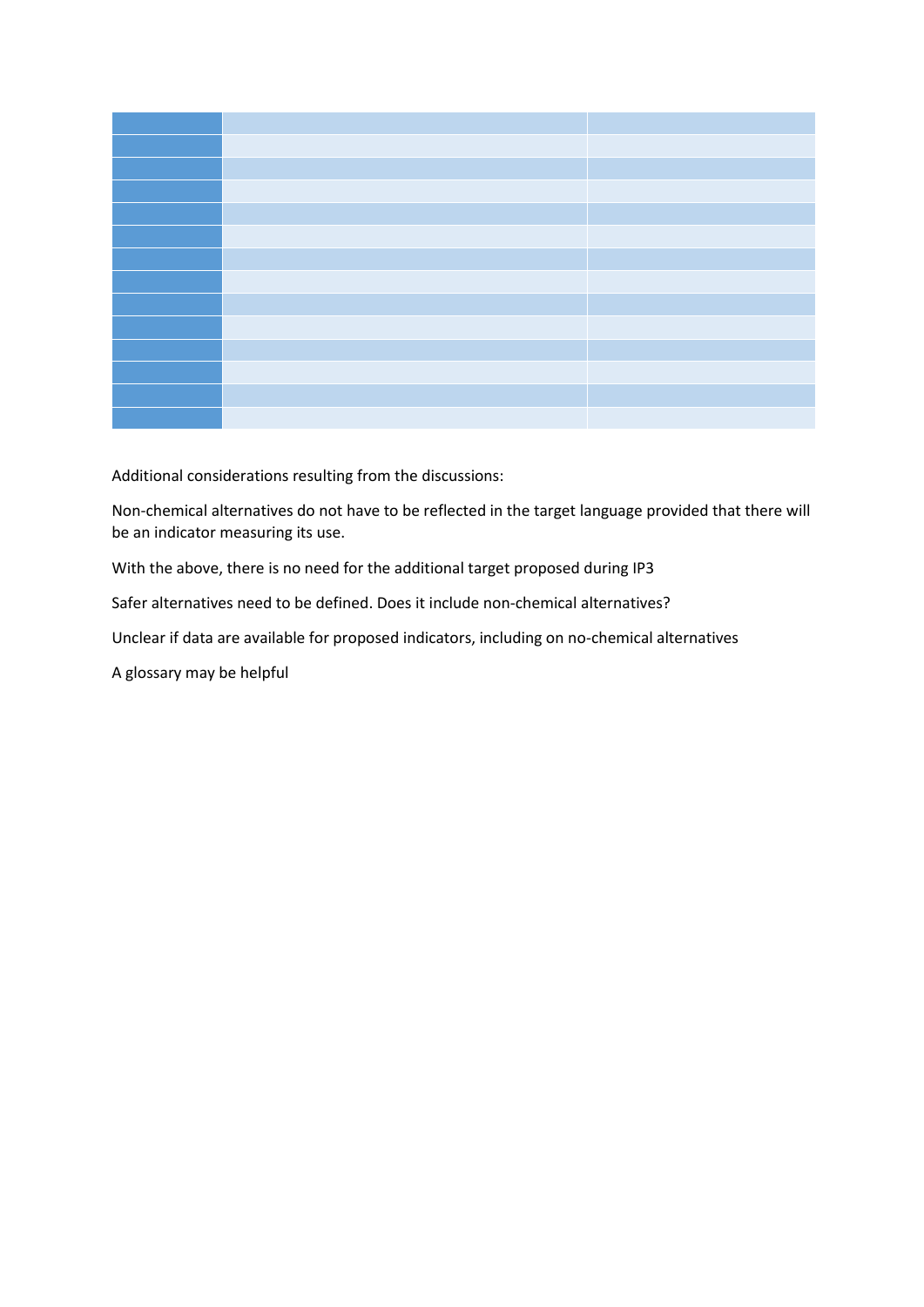Additional considerations resulting from the discussions:

Non-chemical alternatives do not have to be reflected in the target language provided that there will be an indicator measuring its use.

With the above, there is no need for the additional target proposed during IP3

Safer alternatives need to be defined. Does it include non-chemical alternatives?

Unclear if data are available for proposed indicators, including on no-chemical alternatives

A glossary may be helpful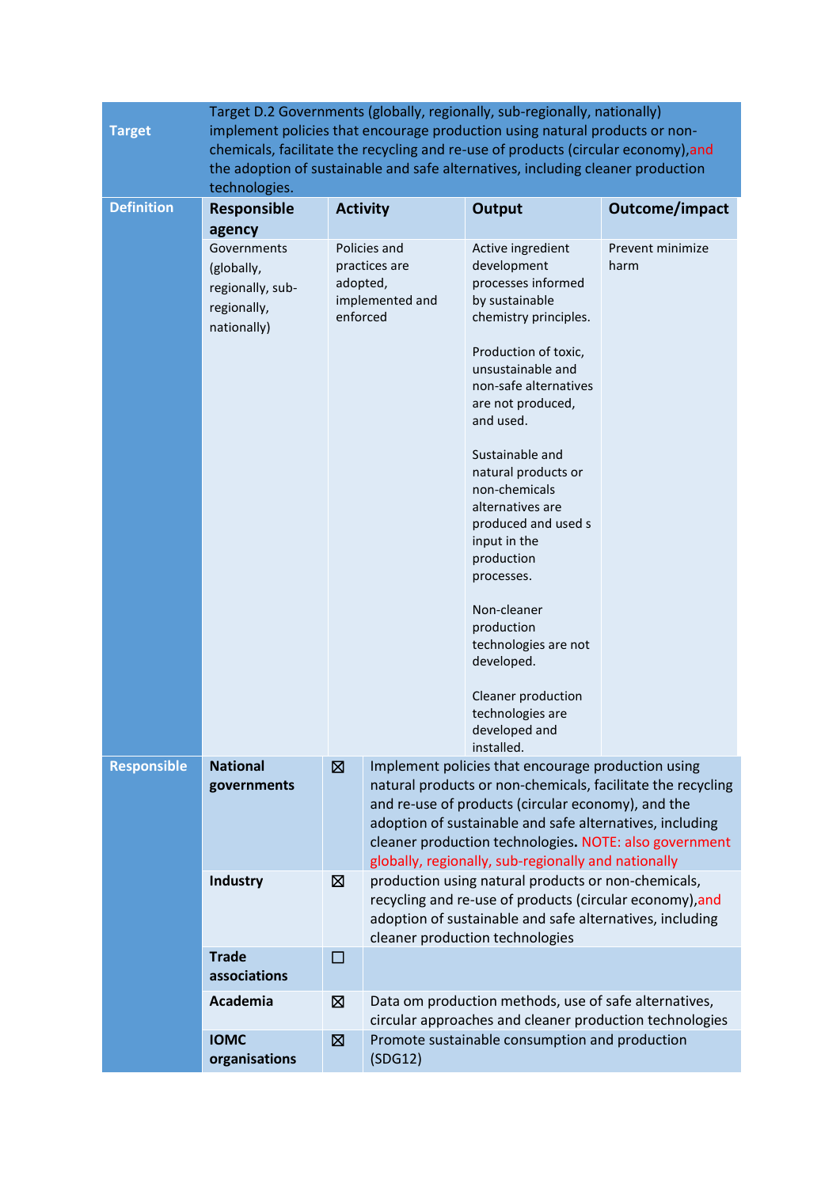| | | | | |
|---|---|---|---|---|
| **Target** | Target D.2 Governments (globally, regionally, sub-regionally, nationally) implement policies that encourage production using natural products or non-chemicals, facilitate the recycling and re-use of products (circular economy),and the adoption of sustainable and safe alternatives, including cleaner production technologies. | | | |
| **Definition** | **Responsible agency** | **Activity** | **Output** | **Outcome/impact** |
| | Governments (globally, regionally, sub-regionally, nationally) | Policies and practices are adopted, implemented and enforced | Active ingredient development processes informed by sustainable chemistry principles.<br><br>Production of toxic, unsustainable and non-safe alternatives are not produced, and used.<br><br>Sustainable and natural products or non-chemicals alternatives are produced and used s input in the production processes.<br><br>Non-cleaner production technologies are not developed.<br><br>Cleaner production technologies are developed and installed. | Prevent minimize harm |

| | | | |
|---|---|---|---|
| **Responsible** | **National governments** | ☒ | Implement policies that encourage production using natural products or non-chemicals, facilitate the recycling and re-use of products (circular economy), and the adoption of sustainable and safe alternatives, including cleaner production technologies**.** NOTE: also government globally, regionally, sub-regionally and nationally |
| | **Industry** | ☒ | production using natural products or non-chemicals, recycling and re-use of products (circular economy),and adoption of sustainable and safe alternatives, including cleaner production technologies |
| | **Trade associations** | ☐ | |
| | **Academia** | ☒ | Data om production methods, use of safe alternatives, circular approaches and cleaner production technologies |
| | **IOMC organisations** | ☒ | Promote sustainable consumption and production (SDG12) |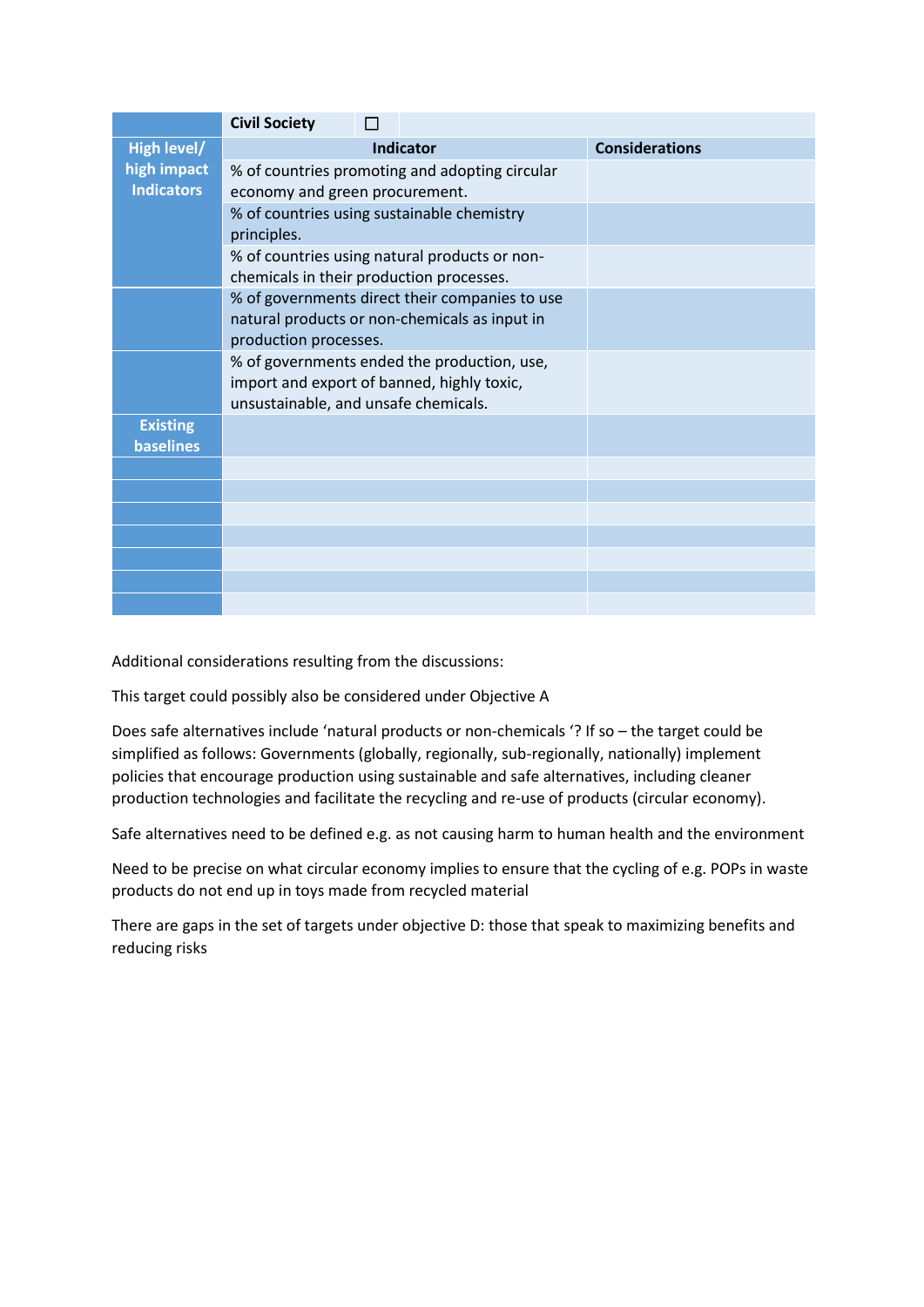| | Civil Society ☐ | |
|---|---|---|
| **High level/ high impact Indicators** | **Indicator** | **Considerations** |
| | % of countries promoting and adopting circular economy and green procurement. | |
| | % of countries using sustainable chemistry principles. | |
| | % of countries using natural products or non-chemicals in their production processes. | |
| | % of governments direct their companies to use natural products or non-chemicals as input in production processes. | |
| | % of governments ended the production, use, import and export of banned, highly toxic, unsustainable, and unsafe chemicals. | |
| **Existing baselines** | | |
| | | |
| | | |
| | | |
| | | |
| | | |
| | | |
| | | |

Additional considerations resulting from the discussions:

This target could possibly also be considered under Objective A

Does safe alternatives include 'natural products or non-chemicals '? If so – the target could be simplified as follows: Governments (globally, regionally, sub-regionally, nationally) implement policies that encourage production using sustainable and safe alternatives, including cleaner production technologies and facilitate the recycling and re-use of products (circular economy).

Safe alternatives need to be defined e.g. as not causing harm to human health and the environment

Need to be precise on what circular economy implies to ensure that the cycling of e.g. POPs in waste products do not end up in toys made from recycled material

There are gaps in the set of targets under objective D: those that speak to maximizing benefits and reducing risks